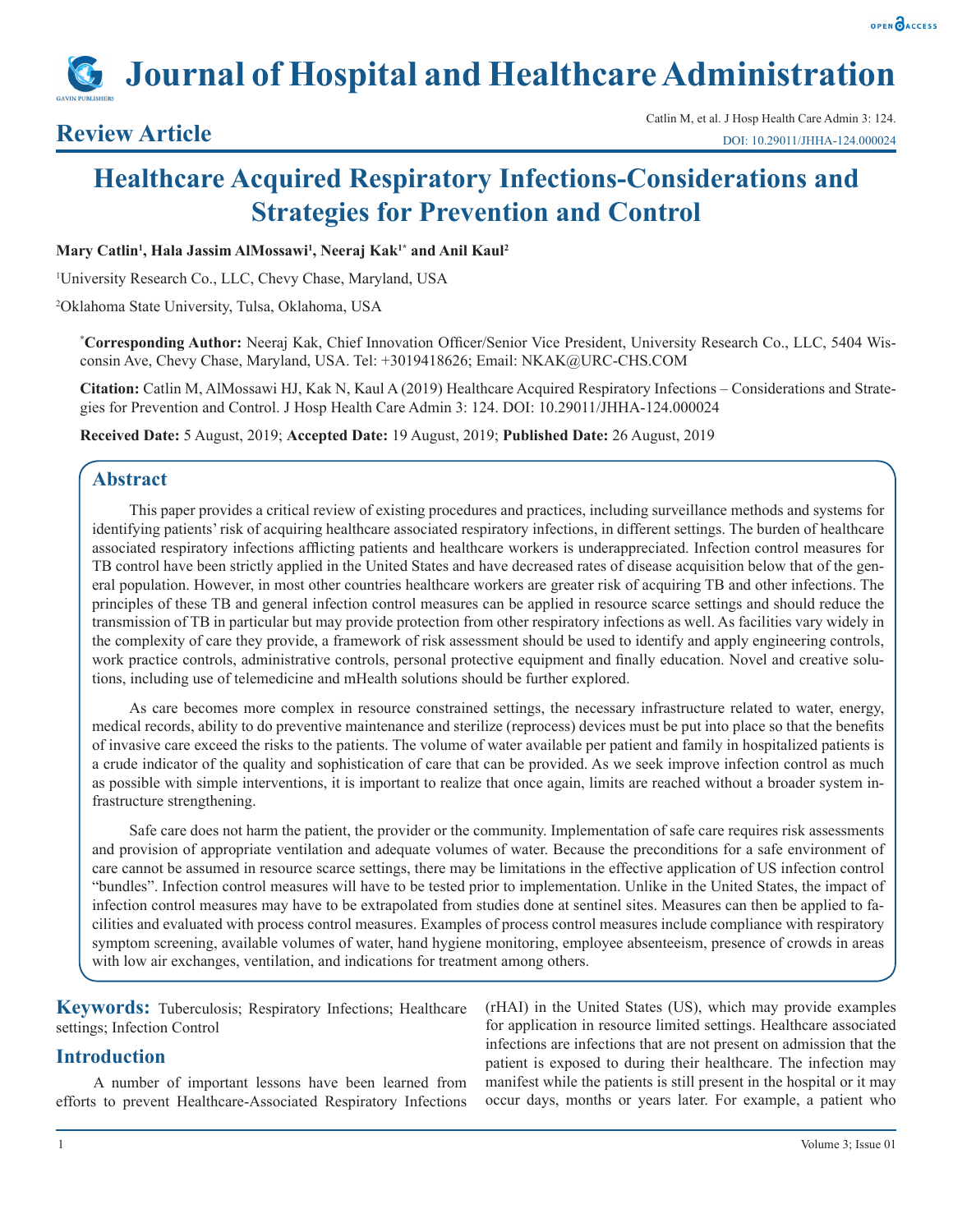# Journal of Hospital and Healthcare Administration

**Review Article**

Catlin M, et al. J Hosp Health Care Admin 3: 124.
DOI: 10.29011/JHHA-124.000024

# Healthcare Acquired Respiratory Infections-Considerations and Strategies for Prevention and Control

**Mary Catlin[1], Hala Jassim AlMossawi[1], Neeraj Kak[1*] and Anil Kaul[2]**

[1]University Research Co., LLC, Chevy Chase, Maryland, USA

[2]Oklahoma State University, Tulsa, Oklahoma, USA

**[*]Corresponding Author:** Neeraj Kak, Chief Innovation Officer/Senior Vice President, University Research Co., LLC, 5404 Wisconsin Ave, Chevy Chase, Maryland, USA. Tel: +3019418626; Email: NKAK@URC-CHS.COM

**Citation:** Catlin M, AlMossawi HJ, Kak N, Kaul A (2019) Healthcare Acquired Respiratory Infections – Considerations and Strategies for Prevention and Control. J Hosp Health Care Admin 3: 124. DOI: 10.29011/JHHA-124.000024

**Received Date:** 5 August, 2019; **Accepted Date:** 19 August, 2019; **Published Date:** 26 August, 2019

## Abstract

This paper provides a critical review of existing procedures and practices, including surveillance methods and systems for identifying patients' risk of acquiring healthcare associated respiratory infections, in different settings. The burden of healthcare associated respiratory infections afflicting patients and healthcare workers is underappreciated. Infection control measures for TB control have been strictly applied in the United States and have decreased rates of disease acquisition below that of the general population. However, in most other countries healthcare workers are greater risk of acquiring TB and other infections. The principles of these TB and general infection control measures can be applied in resource scarce settings and should reduce the transmission of TB in particular but may provide protection from other respiratory infections as well. As facilities vary widely in the complexity of care they provide, a framework of risk assessment should be used to identify and apply engineering controls, work practice controls, administrative controls, personal protective equipment and finally education. Novel and creative solutions, including use of telemedicine and mHealth solutions should be further explored.

As care becomes more complex in resource constrained settings, the necessary infrastructure related to water, energy, medical records, ability to do preventive maintenance and sterilize (reprocess) devices must be put into place so that the benefits of invasive care exceed the risks to the patients. The volume of water available per patient and family in hospitalized patients is a crude indicator of the quality and sophistication of care that can be provided. As we seek improve infection control as much as possible with simple interventions, it is important to realize that once again, limits are reached without a broader system infrastructure strengthening.

Safe care does not harm the patient, the provider or the community. Implementation of safe care requires risk assessments and provision of appropriate ventilation and adequate volumes of water. Because the preconditions for a safe environment of care cannot be assumed in resource scarce settings, there may be limitations in the effective application of US infection control "bundles". Infection control measures will have to be tested prior to implementation. Unlike in the United States, the impact of infection control measures may have to be extrapolated from studies done at sentinel sites. Measures can then be applied to facilities and evaluated with process control measures. Examples of process control measures include compliance with respiratory symptom screening, available volumes of water, hand hygiene monitoring, employee absenteeism, presence of crowds in areas with low air exchanges, ventilation, and indications for treatment among others.

**Keywords:** Tuberculosis; Respiratory Infections; Healthcare settings; Infection Control

## Introduction

A number of important lessons have been learned from efforts to prevent Healthcare-Associated Respiratory Infections (rHAI) in the United States (US), which may provide examples for application in resource limited settings. Healthcare associated infections are infections that are not present on admission that the patient is exposed to during their healthcare. The infection may manifest while the patients is still present in the hospital or it may occur days, months or years later. For example, a patient who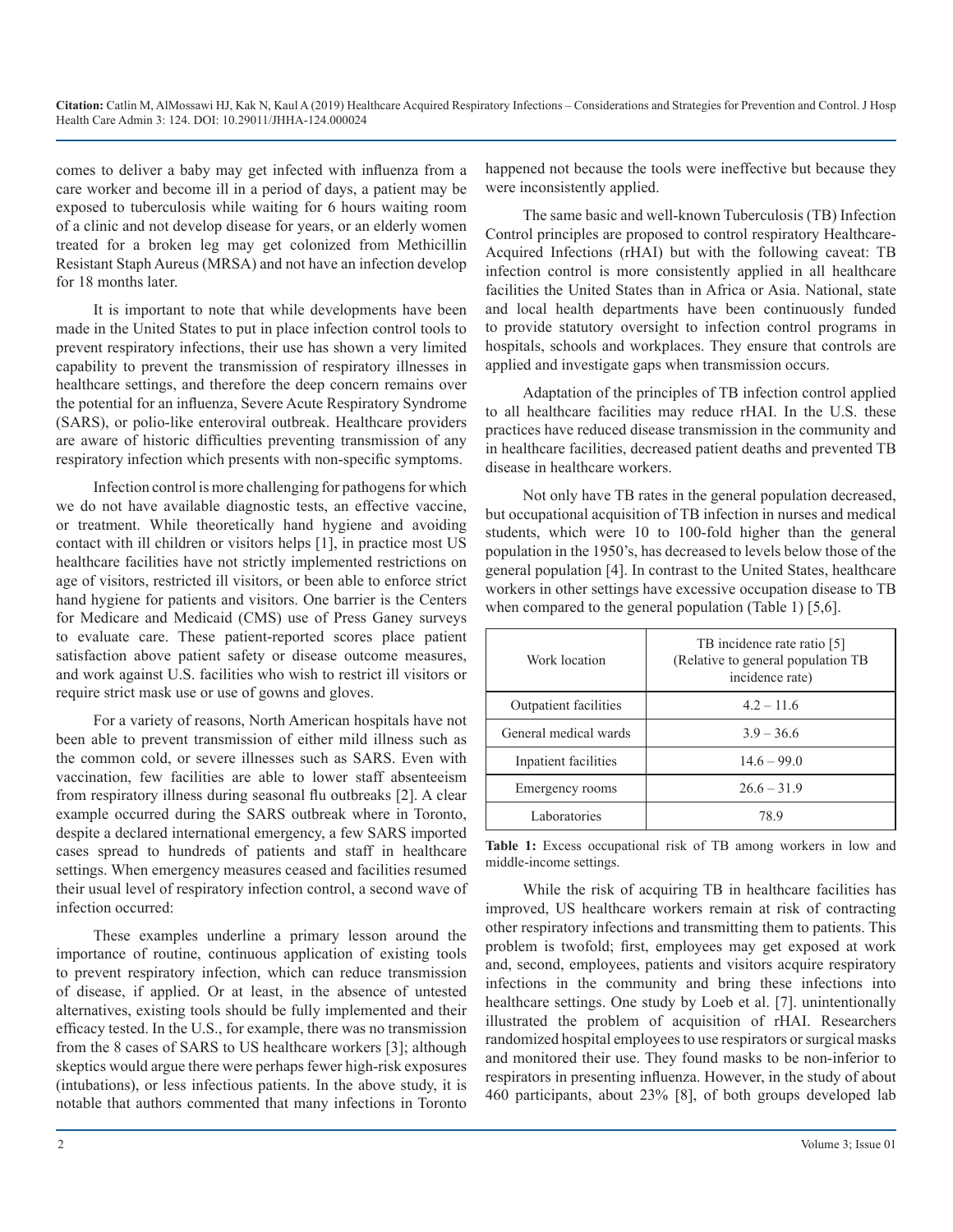comes to deliver a baby may get infected with influenza from a care worker and become ill in a period of days, a patient may be exposed to tuberculosis while waiting for 6 hours waiting room of a clinic and not develop disease for years, or an elderly women treated for a broken leg may get colonized from Methicillin Resistant Staph Aureus (MRSA) and not have an infection develop for 18 months later.

It is important to note that while developments have been made in the United States to put in place infection control tools to prevent respiratory infections, their use has shown a very limited capability to prevent the transmission of respiratory illnesses in healthcare settings, and therefore the deep concern remains over the potential for an influenza, Severe Acute Respiratory Syndrome (SARS), or polio-like enteroviral outbreak. Healthcare providers are aware of historic difficulties preventing transmission of any respiratory infection which presents with non-specific symptoms.

Infection control is more challenging for pathogens for which we do not have available diagnostic tests, an effective vaccine, or treatment. While theoretically hand hygiene and avoiding contact with ill children or visitors helps [1], in practice most US healthcare facilities have not strictly implemented restrictions on age of visitors, restricted ill visitors, or been able to enforce strict hand hygiene for patients and visitors. One barrier is the Centers for Medicare and Medicaid (CMS) use of Press Ganey surveys to evaluate care. These patient-reported scores place patient satisfaction above patient safety or disease outcome measures, and work against U.S. facilities who wish to restrict ill visitors or require strict mask use or use of gowns and gloves.

For a variety of reasons, North American hospitals have not been able to prevent transmission of either mild illness such as the common cold, or severe illnesses such as SARS. Even with vaccination, few facilities are able to lower staff absenteeism from respiratory illness during seasonal flu outbreaks [2]. A clear example occurred during the SARS outbreak where in Toronto, despite a declared international emergency, a few SARS imported cases spread to hundreds of patients and staff in healthcare settings. When emergency measures ceased and facilities resumed their usual level of respiratory infection control, a second wave of infection occurred:

These examples underline a primary lesson around the importance of routine, continuous application of existing tools to prevent respiratory infection, which can reduce transmission of disease, if applied. Or at least, in the absence of untested alternatives, existing tools should be fully implemented and their efficacy tested. In the U.S., for example, there was no transmission from the 8 cases of SARS to US healthcare workers [3]; although skeptics would argue there were perhaps fewer high-risk exposures (intubations), or less infectious patients. In the above study, it is notable that authors commented that many infections in Toronto happened not because the tools were ineffective but because they were inconsistently applied.

The same basic and well-known Tuberculosis (TB) Infection Control principles are proposed to control respiratory Healthcare-Acquired Infections (rHAI) but with the following caveat: TB infection control is more consistently applied in all healthcare facilities the United States than in Africa or Asia. National, state and local health departments have been continuously funded to provide statutory oversight to infection control programs in hospitals, schools and workplaces. They ensure that controls are applied and investigate gaps when transmission occurs.

Adaptation of the principles of TB infection control applied to all healthcare facilities may reduce rHAI. In the U.S. these practices have reduced disease transmission in the community and in healthcare facilities, decreased patient deaths and prevented TB disease in healthcare workers.

Not only have TB rates in the general population decreased, but occupational acquisition of TB infection in nurses and medical students, which were 10 to 100-fold higher than the general population in the 1950's, has decreased to levels below those of the general population [4]. In contrast to the United States, healthcare workers in other settings have excessive occupation disease to TB when compared to the general population (Table 1) [5,6].

| Work location | TB incidence rate ratio [5] (Relative to general population TB incidence rate) |
|---|---|
| Outpatient facilities | 4.2 – 11.6 |
| General medical wards | 3.9 – 36.6 |
| Inpatient facilities | 14.6 – 99.0 |
| Emergency rooms | 26.6 – 31.9 |
| Laboratories | 78.9 |

**Table 1:** Excess occupational risk of TB among workers in low and middle-income settings.

While the risk of acquiring TB in healthcare facilities has improved, US healthcare workers remain at risk of contracting other respiratory infections and transmitting them to patients. This problem is twofold; first, employees may get exposed at work and, second, employees, patients and visitors acquire respiratory infections in the community and bring these infections into healthcare settings. One study by Loeb et al. [7]. unintentionally illustrated the problem of acquisition of rHAI. Researchers randomized hospital employees to use respirators or surgical masks and monitored their use. They found masks to be non-inferior to respirators in presenting influenza. However, in the study of about 460 participants, about 23% [8], of both groups developed lab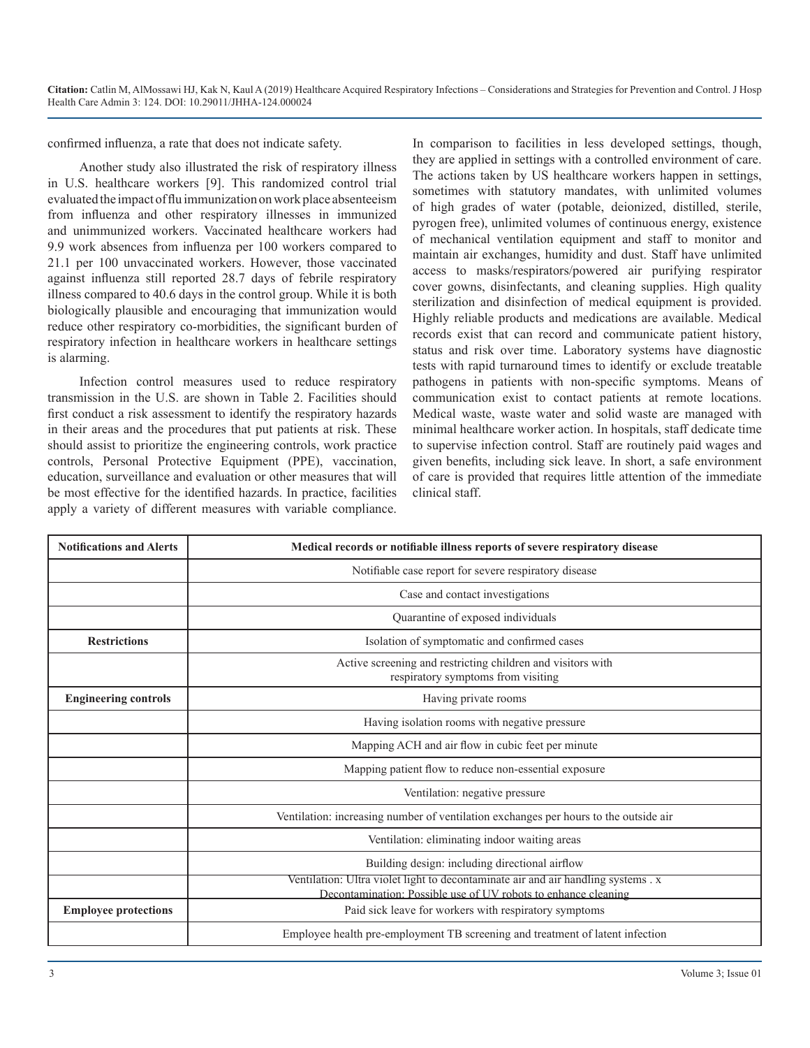confirmed influenza, a rate that does not indicate safety.

Another study also illustrated the risk of respiratory illness in U.S. healthcare workers [9]. This randomized control trial evaluated the impact of flu immunization on work place absenteeism from influenza and other respiratory illnesses in immunized and unimmunized workers. Vaccinated healthcare workers had 9.9 work absences from influenza per 100 workers compared to 21.1 per 100 unvaccinated workers. However, those vaccinated against influenza still reported 28.7 days of febrile respiratory illness compared to 40.6 days in the control group. While it is both biologically plausible and encouraging that immunization would reduce other respiratory co-morbidities, the significant burden of respiratory infection in healthcare workers in healthcare settings is alarming.

Infection control measures used to reduce respiratory transmission in the U.S. are shown in Table 2. Facilities should first conduct a risk assessment to identify the respiratory hazards in their areas and the procedures that put patients at risk. These should assist to prioritize the engineering controls, work practice controls, Personal Protective Equipment (PPE), vaccination, education, surveillance and evaluation or other measures that will be most effective for the identified hazards. In practice, facilities apply a variety of different measures with variable compliance. In comparison to facilities in less developed settings, though, they are applied in settings with a controlled environment of care. The actions taken by US healthcare workers happen in settings, sometimes with statutory mandates, with unlimited volumes of high grades of water (potable, deionized, distilled, sterile, pyrogen free), unlimited volumes of continuous energy, existence of mechanical ventilation equipment and staff to monitor and maintain air exchanges, humidity and dust. Staff have unlimited access to masks/respirators/powered air purifying respirator cover gowns, disinfectants, and cleaning supplies. High quality sterilization and disinfection of medical equipment is provided. Highly reliable products and medications are available. Medical records exist that can record and communicate patient history, status and risk over time. Laboratory systems have diagnostic tests with rapid turnaround times to identify or exclude treatable pathogens in patients with non-specific symptoms. Means of communication exist to contact patients at remote locations. Medical waste, waste water and solid waste are managed with minimal healthcare worker action. In hospitals, staff dedicate time to supervise infection control. Staff are routinely paid wages and given benefits, including sick leave. In short, a safe environment of care is provided that requires little attention of the immediate clinical staff.

| **Notifications and Alerts** | **Medical records or notifiable illness reports of severe respiratory disease** |
|---|---|
| | Notifiable case report for severe respiratory disease |
| | Case and contact investigations |
| | Quarantine of exposed individuals |
| **Restrictions** | Isolation of symptomatic and confirmed cases |
| | Active screening and restricting children and visitors with respiratory symptoms from visiting |
| **Engineering controls** | Having private rooms |
| | Having isolation rooms with negative pressure |
| | Mapping ACH and air flow in cubic feet per minute |
| | Mapping patient flow to reduce non-essential exposure |
| | Ventilation: negative pressure |
| | Ventilation: increasing number of ventilation exchanges per hours to the outside air |
| | Ventilation: eliminating indoor waiting areas |
| | Building design: including directional airflow |
| | Ventilation: Ultra violet light to decontaminate air and air handling systems . x Decontamination: Possible use of UV robots to enhance cleaning |
| **Employee protections** | Paid sick leave for workers with respiratory symptoms |
| | Employee health pre-employment TB screening and treatment of latent infection |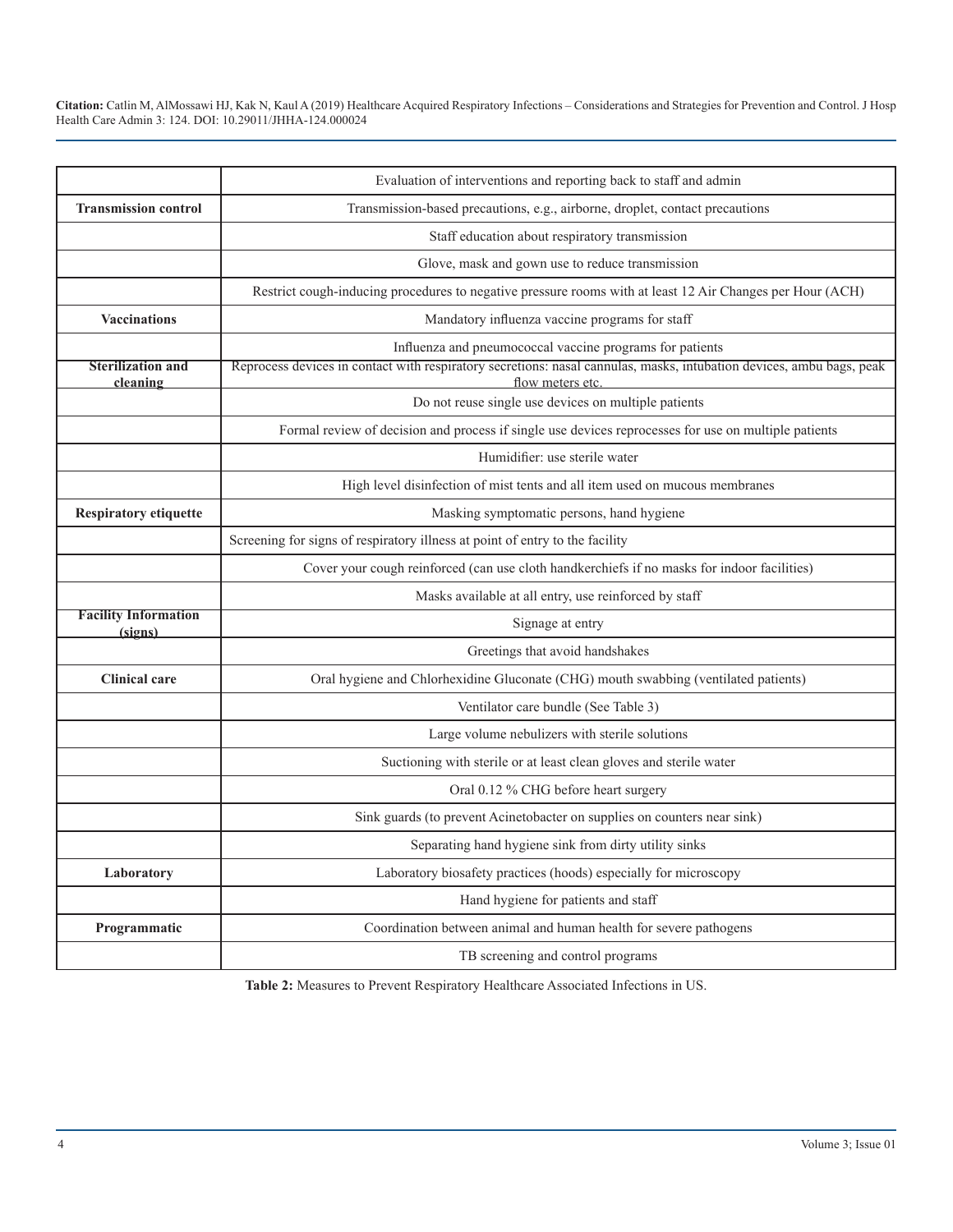| | |
|---|---|
| | Evaluation of interventions and reporting back to staff and admin |
| **Transmission control** | Transmission-based precautions, e.g., airborne, droplet, contact precautions |
| | Staff education about respiratory transmission |
| | Glove, mask and gown use to reduce transmission |
| | Restrict cough-inducing procedures to negative pressure rooms with at least 12 Air Changes per Hour (ACH) |
| **Vaccinations** | Mandatory influenza vaccine programs for staff |
| | Influenza and pneumococcal vaccine programs for patients |
| **Sterilization and cleaning** | Reprocess devices in contact with respiratory secretions: nasal cannulas, masks, intubation devices, ambu bags, peak flow meters etc. |
| | Do not reuse single use devices on multiple patients |
| | Formal review of decision and process if single use devices reprocesses for use on multiple patients |
| | Humidifier: use sterile water |
| | High level disinfection of mist tents and all item used on mucous membranes |
| **Respiratory etiquette** | Masking symptomatic persons, hand hygiene |
| | Screening for signs of respiratory illness at point of entry to the facility |
| | Cover your cough reinforced (can use cloth handkerchiefs if no masks for indoor facilities) |
| | Masks available at all entry, use reinforced by staff |
| **Facility Information (signs)** | Signage at entry |
| | Greetings that avoid handshakes |
| **Clinical care** | Oral hygiene and Chlorhexidine Gluconate (CHG) mouth swabbing (ventilated patients) |
| | Ventilator care bundle (See Table 3) |
| | Large volume nebulizers with sterile solutions |
| | Suctioning with sterile or at least clean gloves and sterile water |
| | Oral 0.12 % CHG before heart surgery |
| | Sink guards (to prevent Acinetobacter on supplies on counters near sink) |
| | Separating hand hygiene sink from dirty utility sinks |
| **Laboratory** | Laboratory biosafety practices (hoods) especially for microscopy |
| | Hand hygiene for patients and staff |
| **Programmatic** | Coordination between animal and human health for severe pathogens |
| | TB screening and control programs |

**Table 2:** Measures to Prevent Respiratory Healthcare Associated Infections in US.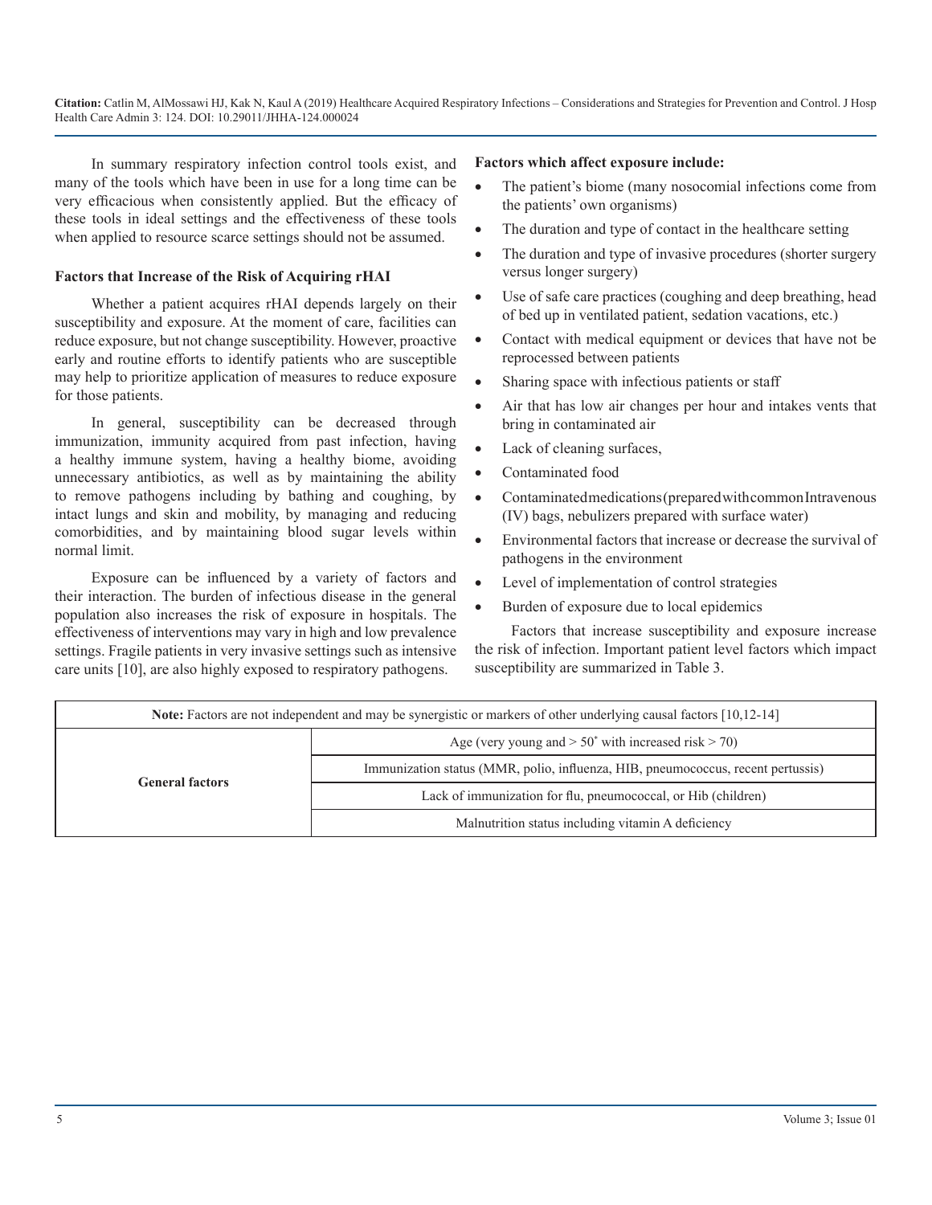In summary respiratory infection control tools exist, and many of the tools which have been in use for a long time can be very efficacious when consistently applied. But the efficacy of these tools in ideal settings and the effectiveness of these tools when applied to resource scarce settings should not be assumed.

### Factors that Increase of the Risk of Acquiring rHAI

Whether a patient acquires rHAI depends largely on their susceptibility and exposure. At the moment of care, facilities can reduce exposure, but not change susceptibility. However, proactive early and routine efforts to identify patients who are susceptible may help to prioritize application of measures to reduce exposure for those patients.

In general, susceptibility can be decreased through immunization, immunity acquired from past infection, having a healthy immune system, having a healthy biome, avoiding unnecessary antibiotics, as well as by maintaining the ability to remove pathogens including by bathing and coughing, by intact lungs and skin and mobility, by managing and reducing comorbidities, and by maintaining blood sugar levels within normal limit.

Exposure can be influenced by a variety of factors and their interaction. The burden of infectious disease in the general population also increases the risk of exposure in hospitals. The effectiveness of interventions may vary in high and low prevalence settings. Fragile patients in very invasive settings such as intensive care units [10], are also highly exposed to respiratory pathogens.

**Factors which affect exposure include:**

- The patient's biome (many nosocomial infections come from the patients' own organisms)
- The duration and type of contact in the healthcare setting
- The duration and type of invasive procedures (shorter surgery versus longer surgery)
- Use of safe care practices (coughing and deep breathing, head of bed up in ventilated patient, sedation vacations, etc.)
- Contact with medical equipment or devices that have not be reprocessed between patients
- Sharing space with infectious patients or staff
- Air that has low air changes per hour and intakes vents that bring in contaminated air
- Lack of cleaning surfaces,
- Contaminated food
- Contaminated medications (prepared with common Intravenous (IV) bags, nebulizers prepared with surface water)
- Environmental factors that increase or decrease the survival of pathogens in the environment
- Level of implementation of control strategies
- Burden of exposure due to local epidemics

Factors that increase susceptibility and exposure increase the risk of infection. Important patient level factors which impact susceptibility are summarized in Table 3.

| **Note:** Factors are not independent and may be synergistic or markers of other underlying causal factors [10,12-14] | |
|---|---|
| **General factors** | Age (very young and > 50* with increased risk > 70) |
| | Immunization status (MMR, polio, influenza, HIB, pneumococcus, recent pertussis) |
| | Lack of immunization for flu, pneumococcal, or Hib (children) |
| | Malnutrition status including vitamin A deficiency |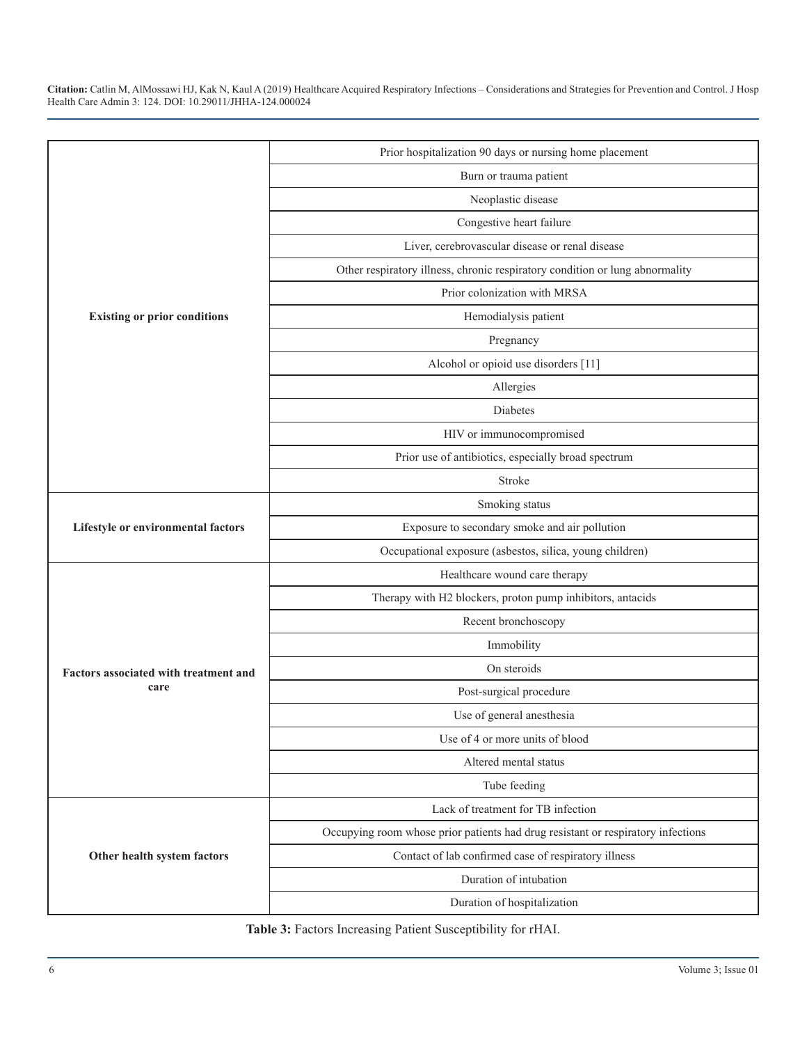| | |
|---|---|
| **Existing or prior conditions** | Prior hospitalization 90 days or nursing home placement |
| | Burn or trauma patient |
| | Neoplastic disease |
| | Congestive heart failure |
| | Liver, cerebrovascular disease or renal disease |
| | Other respiratory illness, chronic respiratory condition or lung abnormality |
| | Prior colonization with MRSA |
| | Hemodialysis patient |
| | Pregnancy |
| | Alcohol or opioid use disorders [11] |
| | Allergies |
| | Diabetes |
| | HIV or immunocompromised |
| | Prior use of antibiotics, especially broad spectrum |
| | Stroke |
| **Lifestyle or environmental factors** | Smoking status |
| | Exposure to secondary smoke and air pollution |
| | Occupational exposure (asbestos, silica, young children) |
| **Factors associated with treatment and care** | Healthcare wound care therapy |
| | Therapy with H2 blockers, proton pump inhibitors, antacids |
| | Recent bronchoscopy |
| | Immobility |
| | On steroids |
| | Post-surgical procedure |
| | Use of general anesthesia |
| | Use of 4 or more units of blood |
| | Altered mental status |
| | Tube feeding |
| **Other health system factors** | Lack of treatment for TB infection |
| | Occupying room whose prior patients had drug resistant or respiratory infections |
| | Contact of lab confirmed case of respiratory illness |
| | Duration of intubation |
| | Duration of hospitalization |

**Table 3:** Factors Increasing Patient Susceptibility for rHAI.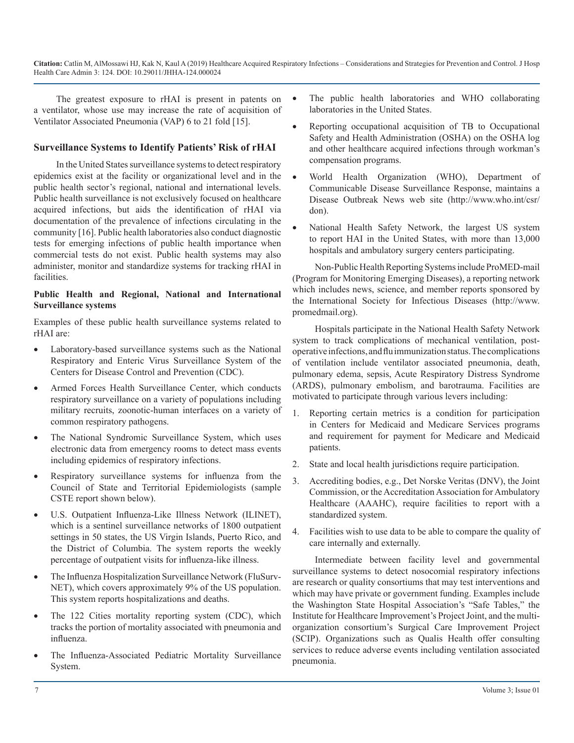The greatest exposure to rHAI is present in patents on a ventilator, whose use may increase the rate of acquisition of Ventilator Associated Pneumonia (VAP) 6 to 21 fold [15].

## Surveillance Systems to Identify Patients' Risk of rHAI

In the United States surveillance systems to detect respiratory epidemics exist at the facility or organizational level and in the public health sector's regional, national and international levels. Public health surveillance is not exclusively focused on healthcare acquired infections, but aids the identification of rHAI via documentation of the prevalence of infections circulating in the community [16]. Public health laboratories also conduct diagnostic tests for emerging infections of public health importance when commercial tests do not exist. Public health systems may also administer, monitor and standardize systems for tracking rHAI in facilities.

### Public Health and Regional, National and International Surveillance systems

Examples of these public health surveillance systems related to rHAI are:

- Laboratory-based surveillance systems such as the National Respiratory and Enteric Virus Surveillance System of the Centers for Disease Control and Prevention (CDC).
- Armed Forces Health Surveillance Center, which conducts respiratory surveillance on a variety of populations including military recruits, zoonotic-human interfaces on a variety of common respiratory pathogens.
- The National Syndromic Surveillance System, which uses electronic data from emergency rooms to detect mass events including epidemics of respiratory infections.
- Respiratory surveillance systems for influenza from the Council of State and Territorial Epidemiologists (sample CSTE report shown below).
- U.S. Outpatient Influenza-Like Illness Network (ILINET), which is a sentinel surveillance networks of 1800 outpatient settings in 50 states, the US Virgin Islands, Puerto Rico, and the District of Columbia. The system reports the weekly percentage of outpatient visits for influenza-like illness.
- The Influenza Hospitalization Surveillance Network (FluSurv-NET), which covers approximately 9% of the US population. This system reports hospitalizations and deaths.
- The 122 Cities mortality reporting system (CDC), which tracks the portion of mortality associated with pneumonia and influenza.
- The Influenza-Associated Pediatric Mortality Surveillance System.
- The public health laboratories and WHO collaborating laboratories in the United States.
- Reporting occupational acquisition of TB to Occupational Safety and Health Administration (OSHA) on the OSHA log and other healthcare acquired infections through workman's compensation programs.
- World Health Organization (WHO), Department of Communicable Disease Surveillance Response, maintains a Disease Outbreak News web site (http://www.who.int/csr/don).
- National Health Safety Network, the largest US system to report HAI in the United States, with more than 13,000 hospitals and ambulatory surgery centers participating.

Non-Public Health Reporting Systems include ProMED-mail (Program for Monitoring Emerging Diseases), a reporting network which includes news, science, and member reports sponsored by the International Society for Infectious Diseases (http://www.promedmail.org).

Hospitals participate in the National Health Safety Network system to track complications of mechanical ventilation, post-operative infections, and flu immunization status. The complications of ventilation include ventilator associated pneumonia, death, pulmonary edema, sepsis, Acute Respiratory Distress Syndrome (ARDS), pulmonary embolism, and barotrauma. Facilities are motivated to participate through various levers including:

1. Reporting certain metrics is a condition for participation in Centers for Medicaid and Medicare Services programs and requirement for payment for Medicare and Medicaid patients.
2. State and local health jurisdictions require participation.
3. Accrediting bodies, e.g., Det Norske Veritas (DNV), the Joint Commission, or the Accreditation Association for Ambulatory Healthcare (AAAHC), require facilities to report with a standardized system.
4. Facilities wish to use data to be able to compare the quality of care internally and externally.

Intermediate between facility level and governmental surveillance systems to detect nosocomial respiratory infections are research or quality consortiums that may test interventions and which may have private or government funding. Examples include the Washington State Hospital Association's "Safe Tables," the Institute for Healthcare Improvement's Project Joint, and the multi-organization consortium's Surgical Care Improvement Project (SCIP). Organizations such as Qualis Health offer consulting services to reduce adverse events including ventilation associated pneumonia.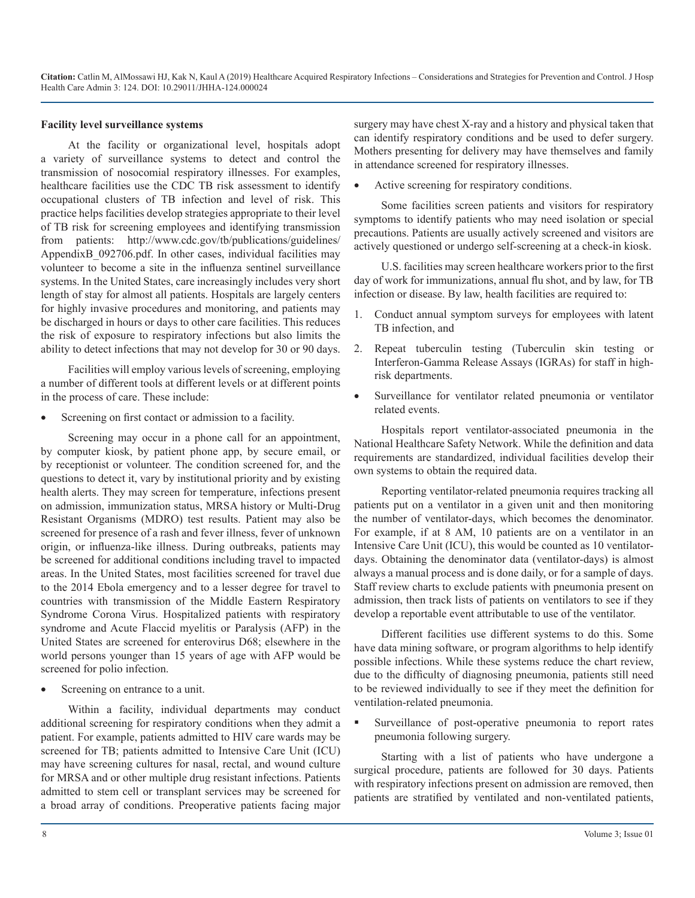**Facility level surveillance systems**

At the facility or organizational level, hospitals adopt a variety of surveillance systems to detect and control the transmission of nosocomial respiratory illnesses. For examples, healthcare facilities use the CDC TB risk assessment to identify occupational clusters of TB infection and level of risk. This practice helps facilities develop strategies appropriate to their level of TB risk for screening employees and identifying transmission from patients: http://www.cdc.gov/tb/publications/guidelines/AppendixB_092706.pdf. In other cases, individual facilities may volunteer to become a site in the influenza sentinel surveillance systems. In the United States, care increasingly includes very short length of stay for almost all patients. Hospitals are largely centers for highly invasive procedures and monitoring, and patients may be discharged in hours or days to other care facilities. This reduces the risk of exposure to respiratory infections but also limits the ability to detect infections that may not develop for 30 or 90 days.

Facilities will employ various levels of screening, employing a number of different tools at different levels or at different points in the process of care. These include:

- Screening on first contact or admission to a facility.

Screening may occur in a phone call for an appointment, by computer kiosk, by patient phone app, by secure email, or by receptionist or volunteer. The condition screened for, and the questions to detect it, vary by institutional priority and by existing health alerts. They may screen for temperature, infections present on admission, immunization status, MRSA history or Multi-Drug Resistant Organisms (MDRO) test results. Patient may also be screened for presence of a rash and fever illness, fever of unknown origin, or influenza-like illness. During outbreaks, patients may be screened for additional conditions including travel to impacted areas. In the United States, most facilities screened for travel due to the 2014 Ebola emergency and to a lesser degree for travel to countries with transmission of the Middle Eastern Respiratory Syndrome Corona Virus. Hospitalized patients with respiratory syndrome and Acute Flaccid myelitis or Paralysis (AFP) in the United States are screened for enterovirus D68; elsewhere in the world persons younger than 15 years of age with AFP would be screened for polio infection.

- Screening on entrance to a unit.

Within a facility, individual departments may conduct additional screening for respiratory conditions when they admit a patient. For example, patients admitted to HIV care wards may be screened for TB; patients admitted to Intensive Care Unit (ICU) may have screening cultures for nasal, rectal, and wound culture for MRSA and or other multiple drug resistant infections. Patients admitted to stem cell or transplant services may be screened for a broad array of conditions. Preoperative patients facing major surgery may have chest X-ray and a history and physical taken that can identify respiratory conditions and be used to defer surgery. Mothers presenting for delivery may have themselves and family in attendance screened for respiratory illnesses.

- Active screening for respiratory conditions.

Some facilities screen patients and visitors for respiratory symptoms to identify patients who may need isolation or special precautions. Patients are usually actively screened and visitors are actively questioned or undergo self-screening at a check-in kiosk.

U.S. facilities may screen healthcare workers prior to the first day of work for immunizations, annual flu shot, and by law, for TB infection or disease. By law, health facilities are required to:

1. Conduct annual symptom surveys for employees with latent TB infection, and
2. Repeat tuberculin testing (Tuberculin skin testing or Interferon-Gamma Release Assays (IGRAs) for staff in high-risk departments.

- Surveillance for ventilator related pneumonia or ventilator related events.

Hospitals report ventilator-associated pneumonia in the National Healthcare Safety Network. While the definition and data requirements are standardized, individual facilities develop their own systems to obtain the required data.

Reporting ventilator-related pneumonia requires tracking all patients put on a ventilator in a given unit and then monitoring the number of ventilator-days, which becomes the denominator. For example, if at 8 AM, 10 patients are on a ventilator in an Intensive Care Unit (ICU), this would be counted as 10 ventilator-days. Obtaining the denominator data (ventilator-days) is almost always a manual process and is done daily, or for a sample of days. Staff review charts to exclude patients with pneumonia present on admission, then track lists of patients on ventilators to see if they develop a reportable event attributable to use of the ventilator.

Different facilities use different systems to do this. Some have data mining software, or program algorithms to help identify possible infections. While these systems reduce the chart review, due to the difficulty of diagnosing pneumonia, patients still need to be reviewed individually to see if they meet the definition for ventilation-related pneumonia.

- Surveillance of post-operative pneumonia to report rates pneumonia following surgery.

Starting with a list of patients who have undergone a surgical procedure, patients are followed for 30 days. Patients with respiratory infections present on admission are removed, then patients are stratified by ventilated and non-ventilated patients,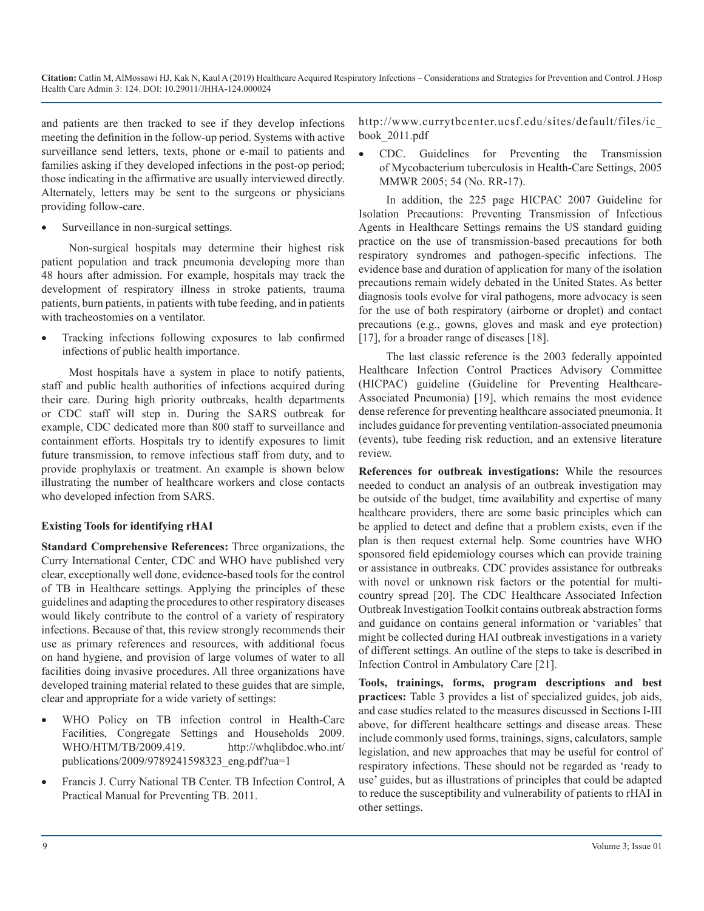and patients are then tracked to see if they develop infections meeting the definition in the follow-up period. Systems with active surveillance send letters, texts, phone or e-mail to patients and families asking if they developed infections in the post-op period; those indicating in the affirmative are usually interviewed directly. Alternately, letters may be sent to the surgeons or physicians providing follow-care.

- Surveillance in non-surgical settings.

Non-surgical hospitals may determine their highest risk patient population and track pneumonia developing more than 48 hours after admission. For example, hospitals may track the development of respiratory illness in stroke patients, trauma patients, burn patients, in patients with tube feeding, and in patients with tracheostomies on a ventilator.

- Tracking infections following exposures to lab confirmed infections of public health importance.

Most hospitals have a system in place to notify patients, staff and public health authorities of infections acquired during their care. During high priority outbreaks, health departments or CDC staff will step in. During the SARS outbreak for example, CDC dedicated more than 800 staff to surveillance and containment efforts. Hospitals try to identify exposures to limit future transmission, to remove infectious staff from duty, and to provide prophylaxis or treatment. An example is shown below illustrating the number of healthcare workers and close contacts who developed infection from SARS.

### Existing Tools for identifying rHAI

**Standard Comprehensive References:** Three organizations, the Curry International Center, CDC and WHO have published very clear, exceptionally well done, evidence-based tools for the control of TB in Healthcare settings. Applying the principles of these guidelines and adapting the procedures to other respiratory diseases would likely contribute to the control of a variety of respiratory infections. Because of that, this review strongly recommends their use as primary references and resources, with additional focus on hand hygiene, and provision of large volumes of water to all facilities doing invasive procedures. All three organizations have developed training material related to these guides that are simple, clear and appropriate for a wide variety of settings:

- WHO Policy on TB infection control in Health-Care Facilities, Congregate Settings and Households 2009. WHO/HTM/TB/2009.419. http://whqlibdoc.who.int/publications/2009/9789241598323_eng.pdf?ua=1
- Francis J. Curry National TB Center. TB Infection Control, A Practical Manual for Preventing TB. 2011. http://www.currytbcenter.ucsf.edu/sites/default/files/ic_book_2011.pdf
- CDC. Guidelines for Preventing the Transmission of Mycobacterium tuberculosis in Health-Care Settings, 2005 MMWR 2005; 54 (No. RR-17).

In addition, the 225 page HICPAC 2007 Guideline for Isolation Precautions: Preventing Transmission of Infectious Agents in Healthcare Settings remains the US standard guiding practice on the use of transmission-based precautions for both respiratory syndromes and pathogen-specific infections. The evidence base and duration of application for many of the isolation precautions remain widely debated in the United States. As better diagnosis tools evolve for viral pathogens, more advocacy is seen for the use of both respiratory (airborne or droplet) and contact precautions (e.g., gowns, gloves and mask and eye protection) [17], for a broader range of diseases [18].

The last classic reference is the 2003 federally appointed Healthcare Infection Control Practices Advisory Committee (HICPAC) guideline (Guideline for Preventing Healthcare-Associated Pneumonia) [19], which remains the most evidence dense reference for preventing healthcare associated pneumonia. It includes guidance for preventing ventilation-associated pneumonia (events), tube feeding risk reduction, and an extensive literature review.

**References for outbreak investigations:** While the resources needed to conduct an analysis of an outbreak investigation may be outside of the budget, time availability and expertise of many healthcare providers, there are some basic principles which can be applied to detect and define that a problem exists, even if the plan is then request external help. Some countries have WHO sponsored field epidemiology courses which can provide training or assistance in outbreaks. CDC provides assistance for outbreaks with novel or unknown risk factors or the potential for multi-country spread [20]. The CDC Healthcare Associated Infection Outbreak Investigation Toolkit contains outbreak abstraction forms and guidance on contains general information or 'variables' that might be collected during HAI outbreak investigations in a variety of different settings. An outline of the steps to take is described in Infection Control in Ambulatory Care [21].

**Tools, trainings, forms, program descriptions and best practices:** Table 3 provides a list of specialized guides, job aids, and case studies related to the measures discussed in Sections I-III above, for different healthcare settings and disease areas. These include commonly used forms, trainings, signs, calculators, sample legislation, and new approaches that may be useful for control of respiratory infections. These should not be regarded as 'ready to use' guides, but as illustrations of principles that could be adapted to reduce the susceptibility and vulnerability of patients to rHAI in other settings.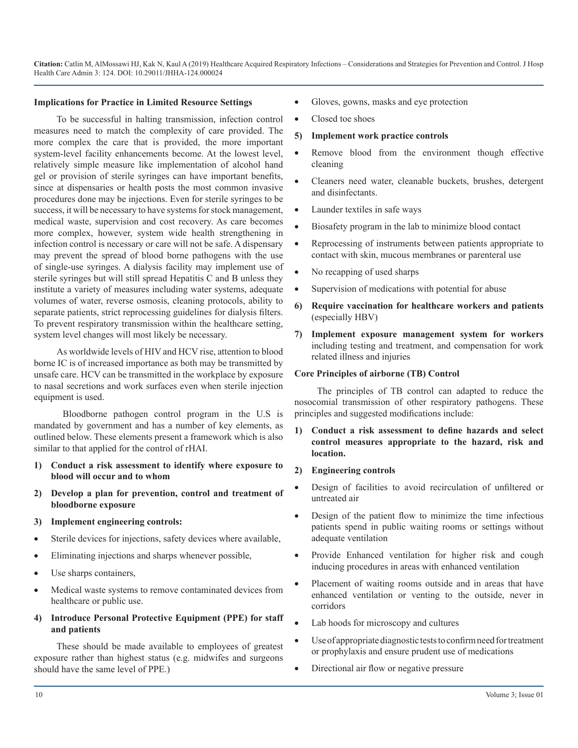### Implications for Practice in Limited Resource Settings

To be successful in halting transmission, infection control measures need to match the complexity of care provided. The more complex the care that is provided, the more important system-level facility enhancements become. At the lowest level, relatively simple measure like implementation of alcohol hand gel or provision of sterile syringes can have important benefits, since at dispensaries or health posts the most common invasive procedures done may be injections. Even for sterile syringes to be success, it will be necessary to have systems for stock management, medical waste, supervision and cost recovery. As care becomes more complex, however, system wide health strengthening in infection control is necessary or care will not be safe. A dispensary may prevent the spread of blood borne pathogens with the use of single-use syringes. A dialysis facility may implement use of sterile syringes but will still spread Hepatitis C and B unless they institute a variety of measures including water systems, adequate volumes of water, reverse osmosis, cleaning protocols, ability to separate patients, strict reprocessing guidelines for dialysis filters. To prevent respiratory transmission within the healthcare setting, system level changes will most likely be necessary.

As worldwide levels of HIV and HCV rise, attention to blood borne IC is of increased importance as both may be transmitted by unsafe care. HCV can be transmitted in the workplace by exposure to nasal secretions and work surfaces even when sterile injection equipment is used.

Bloodborne pathogen control program in the U.S is mandated by government and has a number of key elements, as outlined below. These elements present a framework which is also similar to that applied for the control of rHAI.

1) **Conduct a risk assessment to identify where exposure to blood will occur and to whom**

2) **Develop a plan for prevention, control and treatment of bloodborne exposure**

3) **Implement engineering controls:**

- Sterile devices for injections, safety devices where available,
- Eliminating injections and sharps whenever possible,
- Use sharps containers,
- Medical waste systems to remove contaminated devices from healthcare or public use.

4) **Introduce Personal Protective Equipment (PPE) for staff and patients**

These should be made available to employees of greatest exposure rather than highest status (e.g. midwifes and surgeons should have the same level of PPE.)

- Gloves, gowns, masks and eye protection
- Closed toe shoes

5) **Implement work practice controls**

- Remove blood from the environment though effective cleaning
- Cleaners need water, cleanable buckets, brushes, detergent and disinfectants.
- Launder textiles in safe ways
- Biosafety program in the lab to minimize blood contact
- Reprocessing of instruments between patients appropriate to contact with skin, mucous membranes or parenteral use
- No recapping of used sharps
- Supervision of medications with potential for abuse

6) **Require vaccination for healthcare workers and patients** (especially HBV)

7) **Implement exposure management system for workers** including testing and treatment, and compensation for work related illness and injuries

### Core Principles of airborne (TB) Control

The principles of TB control can adapted to reduce the nosocomial transmission of other respiratory pathogens. These principles and suggested modifications include:

1) **Conduct a risk assessment to define hazards and select control measures appropriate to the hazard, risk and location.**

2) **Engineering controls**

- Design of facilities to avoid recirculation of unfiltered or untreated air
- Design of the patient flow to minimize the time infectious patients spend in public waiting rooms or settings without adequate ventilation
- Provide Enhanced ventilation for higher risk and cough inducing procedures in areas with enhanced ventilation
- Placement of waiting rooms outside and in areas that have enhanced ventilation or venting to the outside, never in corridors
- Lab hoods for microscopy and cultures
- Use of appropriate diagnostic tests to confirm need for treatment or prophylaxis and ensure prudent use of medications
- Directional air flow or negative pressure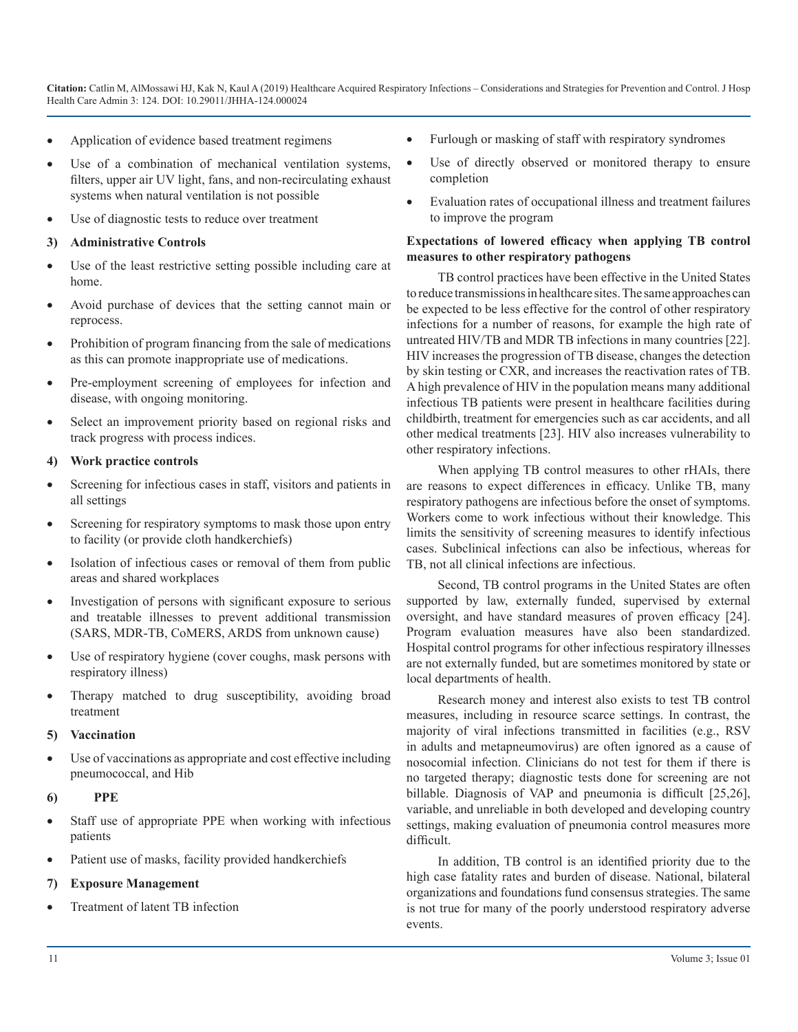- Application of evidence based treatment regimens
- Use of a combination of mechanical ventilation systems, filters, upper air UV light, fans, and non-recirculating exhaust systems when natural ventilation is not possible
- Use of diagnostic tests to reduce over treatment

**3) Administrative Controls**

- Use of the least restrictive setting possible including care at home.
- Avoid purchase of devices that the setting cannot main or reprocess.
- Prohibition of program financing from the sale of medications as this can promote inappropriate use of medications.
- Pre-employment screening of employees for infection and disease, with ongoing monitoring.
- Select an improvement priority based on regional risks and track progress with process indices.

**4) Work practice controls**

- Screening for infectious cases in staff, visitors and patients in all settings
- Screening for respiratory symptoms to mask those upon entry to facility (or provide cloth handkerchiefs)
- Isolation of infectious cases or removal of them from public areas and shared workplaces
- Investigation of persons with significant exposure to serious and treatable illnesses to prevent additional transmission (SARS, MDR-TB, CoMERS, ARDS from unknown cause)
- Use of respiratory hygiene (cover coughs, mask persons with respiratory illness)
- Therapy matched to drug susceptibility, avoiding broad treatment

**5) Vaccination**

- Use of vaccinations as appropriate and cost effective including pneumococcal, and Hib

**6) PPE**

- Staff use of appropriate PPE when working with infectious patients
- Patient use of masks, facility provided handkerchiefs

**7) Exposure Management**

- Treatment of latent TB infection
- Furlough or masking of staff with respiratory syndromes
- Use of directly observed or monitored therapy to ensure completion
- Evaluation rates of occupational illness and treatment failures to improve the program

**Expectations of lowered efficacy when applying TB control measures to other respiratory pathogens**

TB control practices have been effective in the United States to reduce transmissions in healthcare sites. The same approaches can be expected to be less effective for the control of other respiratory infections for a number of reasons, for example the high rate of untreated HIV/TB and MDR TB infections in many countries [22]. HIV increases the progression of TB disease, changes the detection by skin testing or CXR, and increases the reactivation rates of TB. A high prevalence of HIV in the population means many additional infectious TB patients were present in healthcare facilities during childbirth, treatment for emergencies such as car accidents, and all other medical treatments [23]. HIV also increases vulnerability to other respiratory infections.

When applying TB control measures to other rHAIs, there are reasons to expect differences in efficacy. Unlike TB, many respiratory pathogens are infectious before the onset of symptoms. Workers come to work infectious without their knowledge. This limits the sensitivity of screening measures to identify infectious cases. Subclinical infections can also be infectious, whereas for TB, not all clinical infections are infectious.

Second, TB control programs in the United States are often supported by law, externally funded, supervised by external oversight, and have standard measures of proven efficacy [24]. Program evaluation measures have also been standardized. Hospital control programs for other infectious respiratory illnesses are not externally funded, but are sometimes monitored by state or local departments of health.

Research money and interest also exists to test TB control measures, including in resource scarce settings. In contrast, the majority of viral infections transmitted in facilities (e.g., RSV in adults and metapneumovirus) are often ignored as a cause of nosocomial infection. Clinicians do not test for them if there is no targeted therapy; diagnostic tests done for screening are not billable. Diagnosis of VAP and pneumonia is difficult [25,26], variable, and unreliable in both developed and developing country settings, making evaluation of pneumonia control measures more difficult.

In addition, TB control is an identified priority due to the high case fatality rates and burden of disease. National, bilateral organizations and foundations fund consensus strategies. The same is not true for many of the poorly understood respiratory adverse events.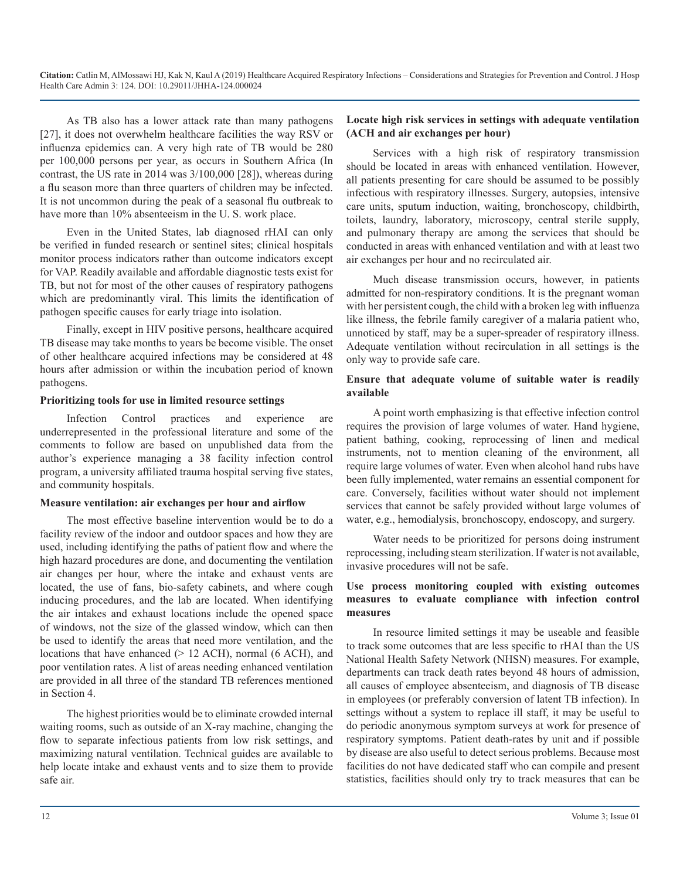As TB also has a lower attack rate than many pathogens [27], it does not overwhelm healthcare facilities the way RSV or influenza epidemics can. A very high rate of TB would be 280 per 100,000 persons per year, as occurs in Southern Africa (In contrast, the US rate in 2014 was 3/100,000 [28]), whereas during a flu season more than three quarters of children may be infected. It is not uncommon during the peak of a seasonal flu outbreak to have more than 10% absenteeism in the U. S. work place.

Even in the United States, lab diagnosed rHAI can only be verified in funded research or sentinel sites; clinical hospitals monitor process indicators rather than outcome indicators except for VAP. Readily available and affordable diagnostic tests exist for TB, but not for most of the other causes of respiratory pathogens which are predominantly viral. This limits the identification of pathogen specific causes for early triage into isolation.

Finally, except in HIV positive persons, healthcare acquired TB disease may take months to years be become visible. The onset of other healthcare acquired infections may be considered at 48 hours after admission or within the incubation period of known pathogens.

**Prioritizing tools for use in limited resource settings**

Infection Control practices and experience are underrepresented in the professional literature and some of the comments to follow are based on unpublished data from the author's experience managing a 38 facility infection control program, a university affiliated trauma hospital serving five states, and community hospitals.

**Measure ventilation: air exchanges per hour and airflow**

The most effective baseline intervention would be to do a facility review of the indoor and outdoor spaces and how they are used, including identifying the paths of patient flow and where the high hazard procedures are done, and documenting the ventilation air changes per hour, where the intake and exhaust vents are located, the use of fans, bio-safety cabinets, and where cough inducing procedures, and the lab are located. When identifying the air intakes and exhaust locations include the opened space of windows, not the size of the glassed window, which can then be used to identify the areas that need more ventilation, and the locations that have enhanced (> 12 ACH), normal (6 ACH), and poor ventilation rates. A list of areas needing enhanced ventilation are provided in all three of the standard TB references mentioned in Section 4.

The highest priorities would be to eliminate crowded internal waiting rooms, such as outside of an X-ray machine, changing the flow to separate infectious patients from low risk settings, and maximizing natural ventilation. Technical guides are available to help locate intake and exhaust vents and to size them to provide safe air.

**Locate high risk services in settings with adequate ventilation (ACH and air exchanges per hour)**

Services with a high risk of respiratory transmission should be located in areas with enhanced ventilation. However, all patients presenting for care should be assumed to be possibly infectious with respiratory illnesses. Surgery, autopsies, intensive care units, sputum induction, waiting, bronchoscopy, childbirth, toilets, laundry, laboratory, microscopy, central sterile supply, and pulmonary therapy are among the services that should be conducted in areas with enhanced ventilation and with at least two air exchanges per hour and no recirculated air.

Much disease transmission occurs, however, in patients admitted for non-respiratory conditions. It is the pregnant woman with her persistent cough, the child with a broken leg with influenza like illness, the febrile family caregiver of a malaria patient who, unnoticed by staff, may be a super-spreader of respiratory illness. Adequate ventilation without recirculation in all settings is the only way to provide safe care.

**Ensure that adequate volume of suitable water is readily available**

A point worth emphasizing is that effective infection control requires the provision of large volumes of water. Hand hygiene, patient bathing, cooking, reprocessing of linen and medical instruments, not to mention cleaning of the environment, all require large volumes of water. Even when alcohol hand rubs have been fully implemented, water remains an essential component for care. Conversely, facilities without water should not implement services that cannot be safely provided without large volumes of water, e.g., hemodialysis, bronchoscopy, endoscopy, and surgery.

Water needs to be prioritized for persons doing instrument reprocessing, including steam sterilization. If water is not available, invasive procedures will not be safe.

**Use process monitoring coupled with existing outcomes measures to evaluate compliance with infection control measures**

In resource limited settings it may be useable and feasible to track some outcomes that are less specific to rHAI than the US National Health Safety Network (NHSN) measures. For example, departments can track death rates beyond 48 hours of admission, all causes of employee absenteeism, and diagnosis of TB disease in employees (or preferably conversion of latent TB infection). In settings without a system to replace ill staff, it may be useful to do periodic anonymous symptom surveys at work for presence of respiratory symptoms. Patient death-rates by unit and if possible by disease are also useful to detect serious problems. Because most facilities do not have dedicated staff who can compile and present statistics, facilities should only try to track measures that can be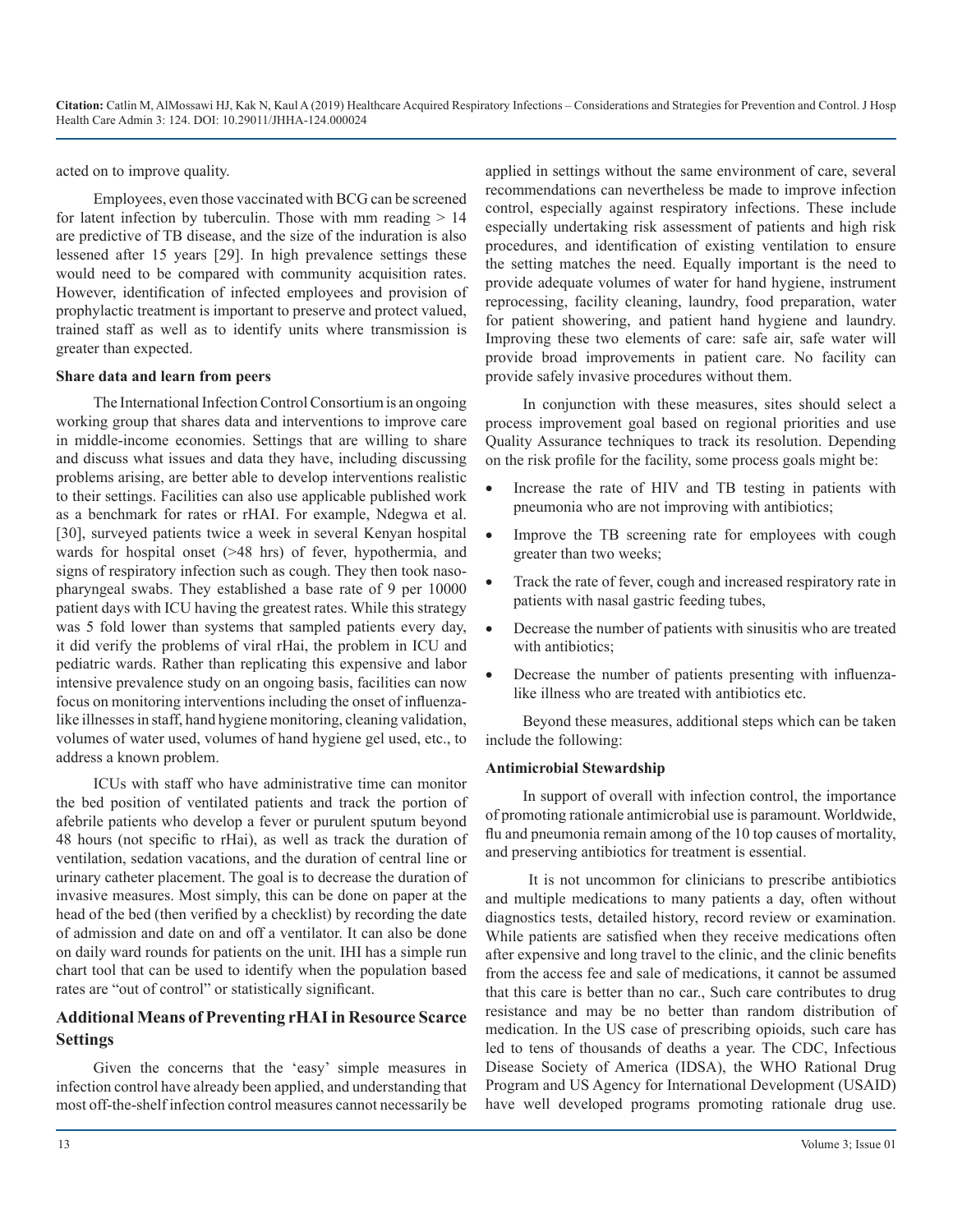acted on to improve quality.

Employees, even those vaccinated with BCG can be screened for latent infection by tuberculin. Those with mm reading > 14 are predictive of TB disease, and the size of the induration is also lessened after 15 years [29]. In high prevalence settings these would need to be compared with community acquisition rates. However, identification of infected employees and provision of prophylactic treatment is important to preserve and protect valued, trained staff as well as to identify units where transmission is greater than expected.

**Share data and learn from peers**

The International Infection Control Consortium is an ongoing working group that shares data and interventions to improve care in middle-income economies. Settings that are willing to share and discuss what issues and data they have, including discussing problems arising, are better able to develop interventions realistic to their settings. Facilities can also use applicable published work as a benchmark for rates or rHAI. For example, Ndegwa et al. [30], surveyed patients twice a week in several Kenyan hospital wards for hospital onset (>48 hrs) of fever, hypothermia, and signs of respiratory infection such as cough. They then took naso-pharyngeal swabs. They established a base rate of 9 per 10000 patient days with ICU having the greatest rates. While this strategy was 5 fold lower than systems that sampled patients every day, it did verify the problems of viral rHai, the problem in ICU and pediatric wards. Rather than replicating this expensive and labor intensive prevalence study on an ongoing basis, facilities can now focus on monitoring interventions including the onset of influenza-like illnesses in staff, hand hygiene monitoring, cleaning validation, volumes of water used, volumes of hand hygiene gel used, etc., to address a known problem.

ICUs with staff who have administrative time can monitor the bed position of ventilated patients and track the portion of afebrile patients who develop a fever or purulent sputum beyond 48 hours (not specific to rHai), as well as track the duration of ventilation, sedation vacations, and the duration of central line or urinary catheter placement. The goal is to decrease the duration of invasive measures. Most simply, this can be done on paper at the head of the bed (then verified by a checklist) by recording the date of admission and date on and off a ventilator. It can also be done on daily ward rounds for patients on the unit. IHI has a simple run chart tool that can be used to identify when the population based rates are "out of control" or statistically significant.

## Additional Means of Preventing rHAI in Resource Scarce Settings

Given the concerns that the 'easy' simple measures in infection control have already been applied, and understanding that most off-the-shelf infection control measures cannot necessarily be applied in settings without the same environment of care, several recommendations can nevertheless be made to improve infection control, especially against respiratory infections. These include especially undertaking risk assessment of patients and high risk procedures, and identification of existing ventilation to ensure the setting matches the need. Equally important is the need to provide adequate volumes of water for hand hygiene, instrument reprocessing, facility cleaning, laundry, food preparation, water for patient showering, and patient hand hygiene and laundry. Improving these two elements of care: safe air, safe water will provide broad improvements in patient care. No facility can provide safely invasive procedures without them.

In conjunction with these measures, sites should select a process improvement goal based on regional priorities and use Quality Assurance techniques to track its resolution. Depending on the risk profile for the facility, some process goals might be:

- Increase the rate of HIV and TB testing in patients with pneumonia who are not improving with antibiotics;
- Improve the TB screening rate for employees with cough greater than two weeks;
- Track the rate of fever, cough and increased respiratory rate in patients with nasal gastric feeding tubes,
- Decrease the number of patients with sinusitis who are treated with antibiotics;
- Decrease the number of patients presenting with influenza-like illness who are treated with antibiotics etc.

Beyond these measures, additional steps which can be taken include the following:

**Antimicrobial Stewardship**

In support of overall with infection control, the importance of promoting rationale antimicrobial use is paramount. Worldwide, flu and pneumonia remain among of the 10 top causes of mortality, and preserving antibiotics for treatment is essential.

It is not uncommon for clinicians to prescribe antibiotics and multiple medications to many patients a day, often without diagnostics tests, detailed history, record review or examination. While patients are satisfied when they receive medications often after expensive and long travel to the clinic, and the clinic benefits from the access fee and sale of medications, it cannot be assumed that this care is better than no car., Such care contributes to drug resistance and may be no better than random distribution of medication. In the US case of prescribing opioids, such care has led to tens of thousands of deaths a year. The CDC, Infectious Disease Society of America (IDSA), the WHO Rational Drug Program and US Agency for International Development (USAID) have well developed programs promoting rationale drug use.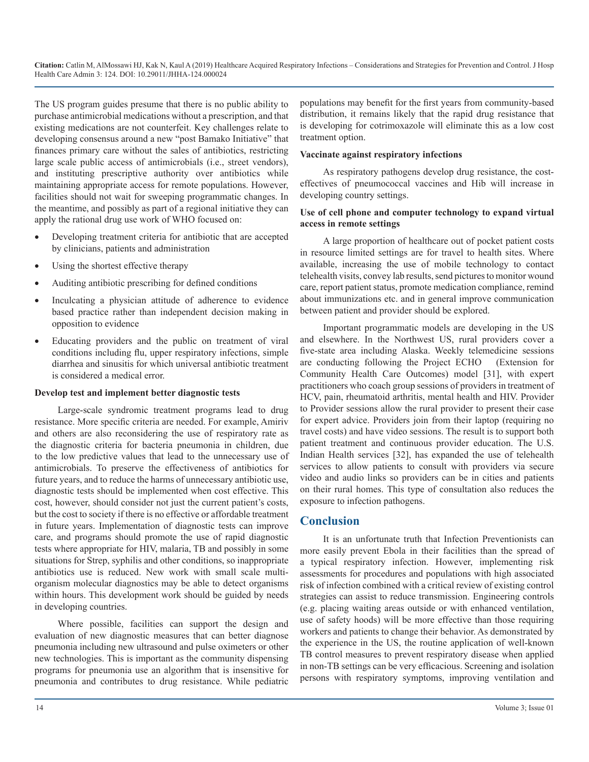The US program guides presume that there is no public ability to purchase antimicrobial medications without a prescription, and that existing medications are not counterfeit. Key challenges relate to developing consensus around a new "post Bamako Initiative" that finances primary care without the sales of antibiotics, restricting large scale public access of antimicrobials (i.e., street vendors), and instituting prescriptive authority over antibiotics while maintaining appropriate access for remote populations. However, facilities should not wait for sweeping programmatic changes. In the meantime, and possibly as part of a regional initiative they can apply the rational drug use work of WHO focused on:

- Developing treatment criteria for antibiotic that are accepted by clinicians, patients and administration
- Using the shortest effective therapy
- Auditing antibiotic prescribing for defined conditions
- Inculcating a physician attitude of adherence to evidence based practice rather than independent decision making in opposition to evidence
- Educating providers and the public on treatment of viral conditions including flu, upper respiratory infections, simple diarrhea and sinusitis for which universal antibiotic treatment is considered a medical error.

**Develop test and implement better diagnostic tests**

Large-scale syndromic treatment programs lead to drug resistance. More specific criteria are needed. For example, Amiriv and others are also reconsidering the use of respiratory rate as the diagnostic criteria for bacteria pneumonia in children, due to the low predictive values that lead to the unnecessary use of antimicrobials. To preserve the effectiveness of antibiotics for future years, and to reduce the harms of unnecessary antibiotic use, diagnostic tests should be implemented when cost effective. This cost, however, should consider not just the current patient's costs, but the cost to society if there is no effective or affordable treatment in future years. Implementation of diagnostic tests can improve care, and programs should promote the use of rapid diagnostic tests where appropriate for HIV, malaria, TB and possibly in some situations for Strep, syphilis and other conditions, so inappropriate antibiotics use is reduced. New work with small scale multi-organism molecular diagnostics may be able to detect organisms within hours. This development work should be guided by needs in developing countries.

Where possible, facilities can support the design and evaluation of new diagnostic measures that can better diagnose pneumonia including new ultrasound and pulse oximeters or other new technologies. This is important as the community dispensing programs for pneumonia use an algorithm that is insensitive for pneumonia and contributes to drug resistance. While pediatric populations may benefit for the first years from community-based distribution, it remains likely that the rapid drug resistance that is developing for cotrimoxazole will eliminate this as a low cost treatment option.

**Vaccinate against respiratory infections**

As respiratory pathogens develop drug resistance, the cost-effectives of pneumococcal vaccines and Hib will increase in developing country settings.

**Use of cell phone and computer technology to expand virtual access in remote settings**

A large proportion of healthcare out of pocket patient costs in resource limited settings are for travel to health sites. Where available, increasing the use of mobile technology to contact telehealth visits, convey lab results, send pictures to monitor wound care, report patient status, promote medication compliance, remind about immunizations etc. and in general improve communication between patient and provider should be explored.

Important programmatic models are developing in the US and elsewhere. In the Northwest US, rural providers cover a five-state area including Alaska. Weekly telemedicine sessions are conducting following the Project ECHO (Extension for Community Health Care Outcomes) model [31], with expert practitioners who coach group sessions of providers in treatment of HCV, pain, rheumatoid arthritis, mental health and HIV. Provider to Provider sessions allow the rural provider to present their case for expert advice. Providers join from their laptop (requiring no travel costs) and have video sessions. The result is to support both patient treatment and continuous provider education. The U.S. Indian Health services [32], has expanded the use of telehealth services to allow patients to consult with providers via secure video and audio links so providers can be in cities and patients on their rural homes. This type of consultation also reduces the exposure to infection pathogens.

## Conclusion

It is an unfortunate truth that Infection Preventionists can more easily prevent Ebola in their facilities than the spread of a typical respiratory infection. However, implementing risk assessments for procedures and populations with high associated risk of infection combined with a critical review of existing control strategies can assist to reduce transmission. Engineering controls (e.g. placing waiting areas outside or with enhanced ventilation, use of safety hoods) will be more effective than those requiring workers and patients to change their behavior. As demonstrated by the experience in the US, the routine application of well-known TB control measures to prevent respiratory disease when applied in non-TB settings can be very efficacious. Screening and isolation persons with respiratory symptoms, improving ventilation and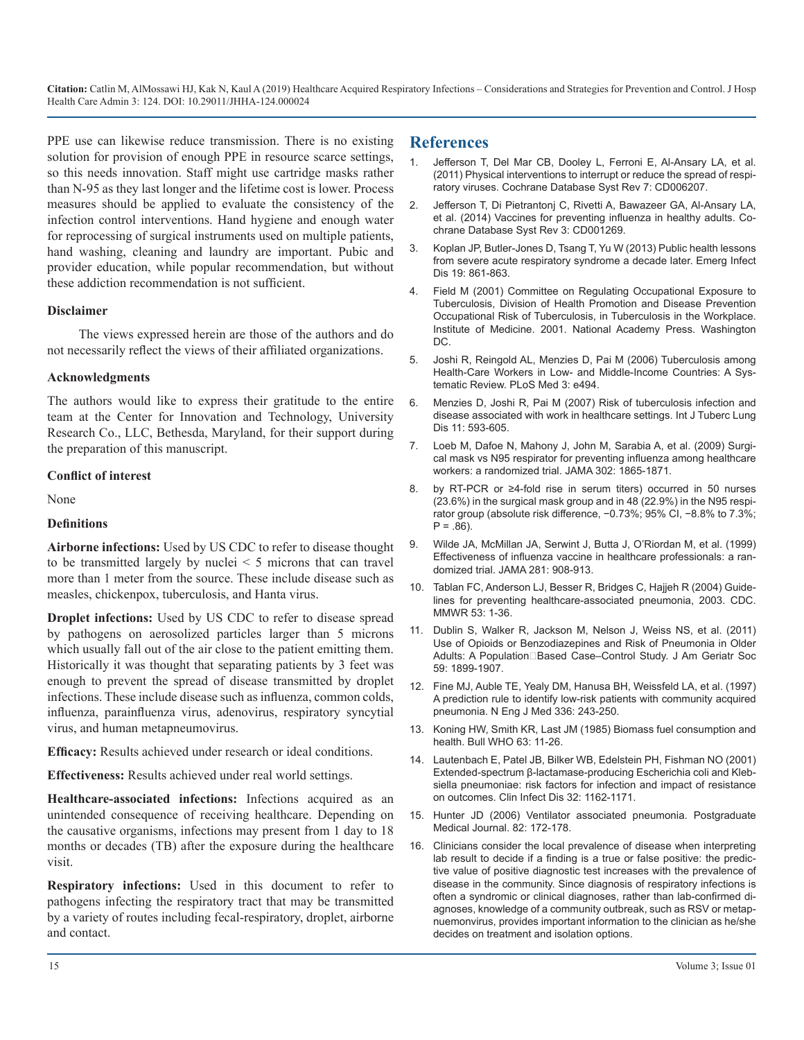PPE use can likewise reduce transmission. There is no existing solution for provision of enough PPE in resource scarce settings, so this needs innovation. Staff might use cartridge masks rather than N-95 as they last longer and the lifetime cost is lower. Process measures should be applied to evaluate the consistency of the infection control interventions. Hand hygiene and enough water for reprocessing of surgical instruments used on multiple patients, hand washing, cleaning and laundry are important. Pubic and provider education, while popular recommendation, but without these addiction recommendation is not sufficient.

**Disclaimer**

The views expressed herein are those of the authors and do not necessarily reflect the views of their affiliated organizations.

**Acknowledgments**

The authors would like to express their gratitude to the entire team at the Center for Innovation and Technology, University Research Co., LLC, Bethesda, Maryland, for their support during the preparation of this manuscript.

**Conflict of interest**

None

**Definitions**

**Airborne infections:** Used by US CDC to refer to disease thought to be transmitted largely by nuclei < 5 microns that can travel more than 1 meter from the source. These include disease such as measles, chickenpox, tuberculosis, and Hanta virus.

**Droplet infections:** Used by US CDC to refer to disease spread by pathogens on aerosolized particles larger than 5 microns which usually fall out of the air close to the patient emitting them. Historically it was thought that separating patients by 3 feet was enough to prevent the spread of disease transmitted by droplet infections. These include disease such as influenza, common colds, influenza, parainfluenza virus, adenovirus, respiratory syncytial virus, and human metapneumovirus.

**Efficacy:** Results achieved under research or ideal conditions.

**Effectiveness:** Results achieved under real world settings.

**Healthcare-associated infections:** Infections acquired as an unintended consequence of receiving healthcare. Depending on the causative organisms, infections may present from 1 day to 18 months or decades (TB) after the exposure during the healthcare visit.

**Respiratory infections:** Used in this document to refer to pathogens infecting the respiratory tract that may be transmitted by a variety of routes including fecal-respiratory, droplet, airborne and contact.

## References

1. Jefferson T, Del Mar CB, Dooley L, Ferroni E, Al-Ansary LA, et al. (2011) Physical interventions to interrupt or reduce the spread of respiratory viruses. Cochrane Database Syst Rev 7: CD006207.
2. Jefferson T, Di Pietrantonj C, Rivetti A, Bawazeer GA, Al-Ansary LA, et al. (2014) Vaccines for preventing influenza in healthy adults. Cochrane Database Syst Rev 3: CD001269.
3. Koplan JP, Butler-Jones D, Tsang T, Yu W (2013) Public health lessons from severe acute respiratory syndrome a decade later. Emerg Infect Dis 19: 861-863.
4. Field M (2001) Committee on Regulating Occupational Exposure to Tuberculosis, Division of Health Promotion and Disease Prevention Occupational Risk of Tuberculosis, in Tuberculosis in the Workplace. Institute of Medicine. 2001. National Academy Press. Washington DC.
5. Joshi R, Reingold AL, Menzies D, Pai M (2006) Tuberculosis among Health-Care Workers in Low- and Middle-Income Countries: A Systematic Review. PLoS Med 3: e494.
6. Menzies D, Joshi R, Pai M (2007) Risk of tuberculosis infection and disease associated with work in healthcare settings. Int J Tuberc Lung Dis 11: 593-605.
7. Loeb M, Dafoe N, Mahony J, John M, Sarabia A, et al. (2009) Surgical mask vs N95 respirator for preventing influenza among healthcare workers: a randomized trial. JAMA 302: 1865-1871.
8. by RT-PCR or ≥4-fold rise in serum titers) occurred in 50 nurses (23.6%) in the surgical mask group and in 48 (22.9%) in the N95 respirator group (absolute risk difference, −0.73%; 95% CI, −8.8% to 7.3%; P = .86).
9. Wilde JA, McMillan JA, Serwint J, Butta J, O'Riordan M, et al. (1999) Effectiveness of influenza vaccine in healthcare professionals: a randomized trial. JAMA 281: 908-913.
10. Tablan FC, Anderson LJ, Besser R, Bridges C, Hajjeh R (2004) Guidelines for preventing healthcare-associated pneumonia, 2003. CDC. MMWR 53: 1-36.
11. Dublin S, Walker R, Jackson M, Nelson J, Weiss NS, et al. (2011) Use of Opioids or Benzodiazepines and Risk of Pneumonia in Older Adults: A Population‐Based Case–Control Study. J Am Geriatr Soc 59: 1899-1907.
12. Fine MJ, Auble TE, Yealy DM, Hanusa BH, Weissfeld LA, et al. (1997) A prediction rule to identify low-risk patients with community acquired pneumonia. N Eng J Med 336: 243-250.
13. Koning HW, Smith KR, Last JM (1985) Biomass fuel consumption and health. Bull WHO 63: 11-26.
14. Lautenbach E, Patel JB, Bilker WB, Edelstein PH, Fishman NO (2001) Extended-spectrum β-lactamase-producing Escherichia coli and Klebsiella pneumoniae: risk factors for infection and impact of resistance on outcomes. Clin Infect Dis 32: 1162-1171.
15. Hunter JD (2006) Ventilator associated pneumonia. Postgraduate Medical Journal. 82: 172-178.
16. Clinicians consider the local prevalence of disease when interpreting lab result to decide if a finding is a true or false positive: the predictive value of positive diagnostic test increases with the prevalence of disease in the community. Since diagnosis of respiratory infections is often a syndromic or clinical diagnoses, rather than lab-confirmed diagnoses, knowledge of a community outbreak, such as RSV or metapnuemonvirus, provides important information to the clinician as he/she decides on treatment and isolation options.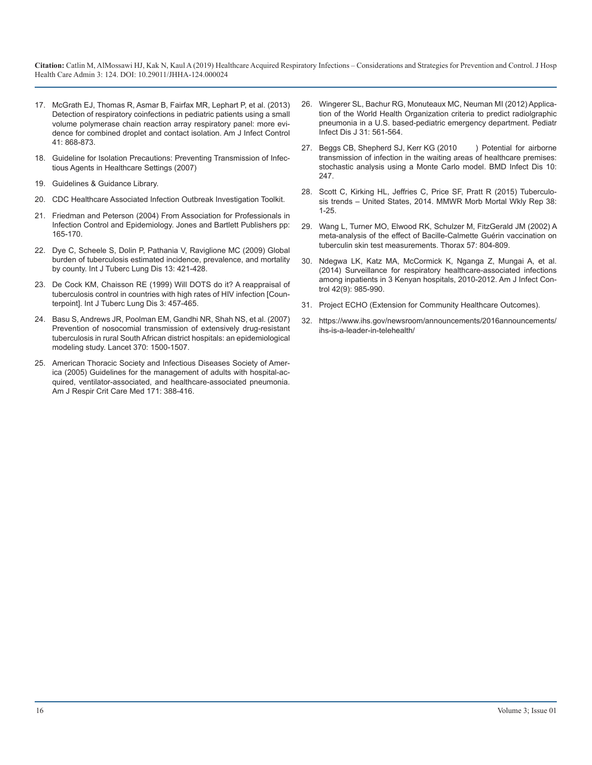17. McGrath EJ, Thomas R, Asmar B, Fairfax MR, Lephart P, et al. (2013) Detection of respiratory coinfections in pediatric patients using a small volume polymerase chain reaction array respiratory panel: more evidence for combined droplet and contact isolation. Am J Infect Control 41: 868-873.

18. Guideline for Isolation Precautions: Preventing Transmission of Infectious Agents in Healthcare Settings (2007)

19. Guidelines & Guidance Library.

20. CDC Healthcare Associated Infection Outbreak Investigation Toolkit.

21. Friedman and Peterson (2004) From Association for Professionals in Infection Control and Epidemiology. Jones and Bartlett Publishers pp: 165-170.

22. Dye C, Scheele S, Dolin P, Pathania V, Raviglione MC (2009) Global burden of tuberculosis estimated incidence, prevalence, and mortality by county. Int J Tuberc Lung Dis 13: 421-428.

23. De Cock KM, Chaisson RE (1999) Will DOTS do it? A reappraisal of tuberculosis control in countries with high rates of HIV infection [Counterpoint]. Int J Tuberc Lung Dis 3: 457-465.

24. Basu S, Andrews JR, Poolman EM, Gandhi NR, Shah NS, et al. (2007) Prevention of nosocomial transmission of extensively drug-resistant tuberculosis in rural South African district hospitals: an epidemiological modeling study. Lancet 370: 1500-1507.

25. American Thoracic Society and Infectious Diseases Society of America (2005) Guidelines for the management of adults with hospital-acquired, ventilator-associated, and healthcare-associated pneumonia. Am J Respir Crit Care Med 171: 388-416.

26. Wingerer SL, Bachur RG, Monuteaux MC, Neuman MI (2012) Application of the World Health Organization criteria to predict radiolgraphic pneumonia in a U.S. based-pediatric emergency department. Pediatr Infect Dis J 31: 561-564.

27. Beggs CB, Shepherd SJ, Kerr KG (2010 ) Potential for airborne transmission of infection in the waiting areas of healthcare premises: stochastic analysis using a Monte Carlo model. BMD Infect Dis 10: 247.

28. Scott C, Kirking HL, Jeffries C, Price SF, Pratt R (2015) Tuberculosis trends – United States, 2014. MMWR Morb Mortal Wkly Rep 38: 1-25.

29. Wang L, Turner MO, Elwood RK, Schulzer M, FitzGerald JM (2002) A meta-analysis of the effect of Bacille-Calmette Guérin vaccination on tuberculin skin test measurements. Thorax 57: 804-809.

30. Ndegwa LK, Katz MA, McCormick K, Nganga Z, Mungai A, et al. (2014) Surveillance for respiratory healthcare-associated infections among inpatients in 3 Kenyan hospitals, 2010-2012. Am J Infect Control 42(9): 985-990.

31. Project ECHO (Extension for Community Healthcare Outcomes).

32. https://www.ihs.gov/newsroom/announcements/2016announcements/ihs-is-a-leader-in-telehealth/